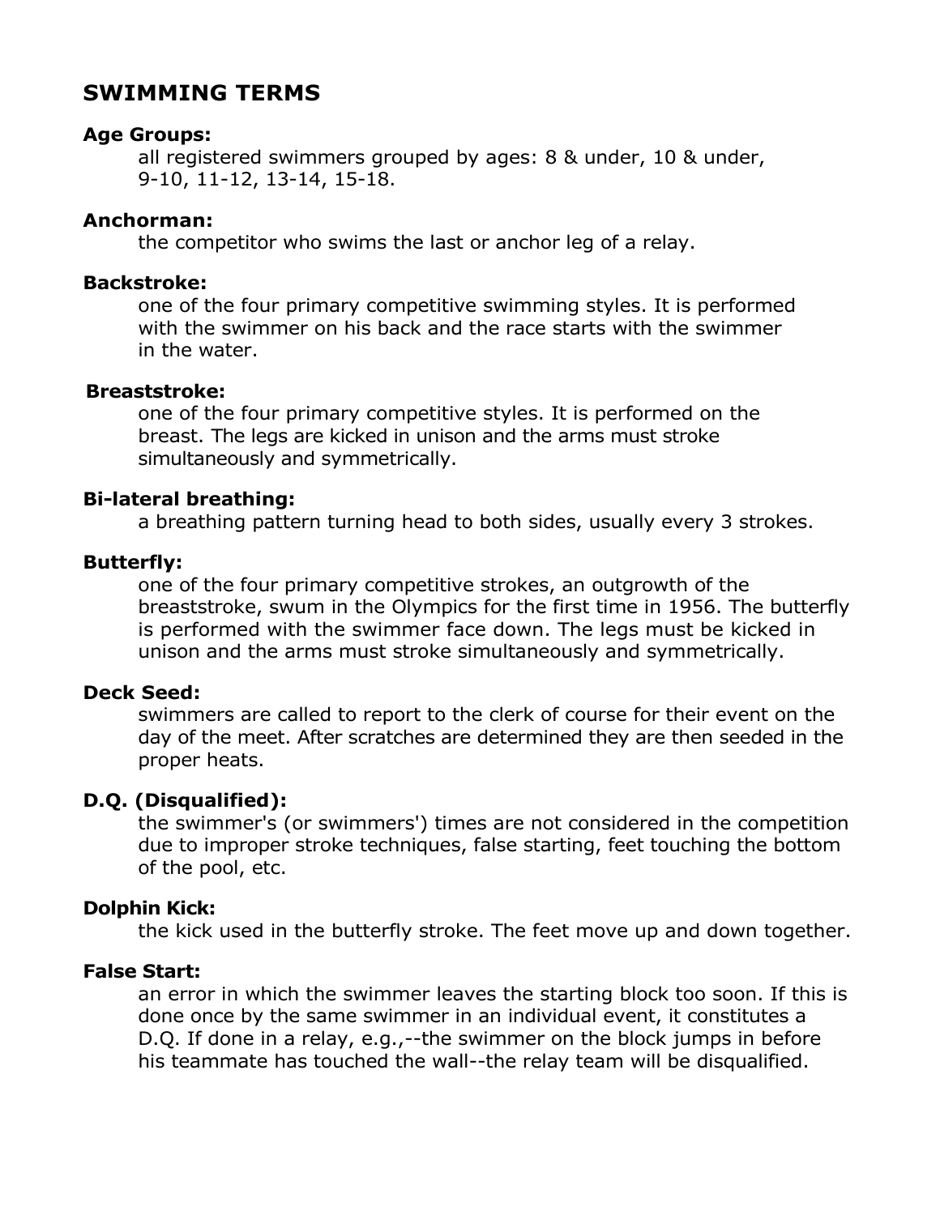## SWIMMING TERMS

**Age Groups:**
all registered swimmers grouped by ages: 8 & under, 10 & under, 9-10, 11-12, 13-14, 15-18.

**Anchorman:**
the competitor who swims the last or anchor leg of a relay.

**Backstroke:**
one of the four primary competitive swimming styles. It is performed with the swimmer on his back and the race starts with the swimmer in the water.

**Breaststroke:**
one of the four primary competitive styles. It is performed on the breast. The legs are kicked in unison and the arms must stroke simultaneously and symmetrically.

**Bi-lateral breathing:**
a breathing pattern turning head to both sides, usually every 3 strokes.

**Butterfly:**
one of the four primary competitive strokes, an outgrowth of the breaststroke, swum in the Olympics for the first time in 1956. The butterfly is performed with the swimmer face down. The legs must be kicked in unison and the arms must stroke simultaneously and symmetrically.

**Deck Seed:**
swimmers are called to report to the clerk of course for their event on the day of the meet. After scratches are determined they are then seeded in the proper heats.

**D.Q. (Disqualified):**
the swimmer's (or swimmers') times are not considered in the competition due to improper stroke techniques, false starting, feet touching the bottom of the pool, etc.

**Dolphin Kick:**
the kick used in the butterfly stroke. The feet move up and down together.

**False Start:**
an error in which the swimmer leaves the starting block too soon. If this is done once by the same swimmer in an individual event, it constitutes a D.Q. If done in a relay, e.g.,--the swimmer on the block jumps in before his teammate has touched the wall--the relay team will be disqualified.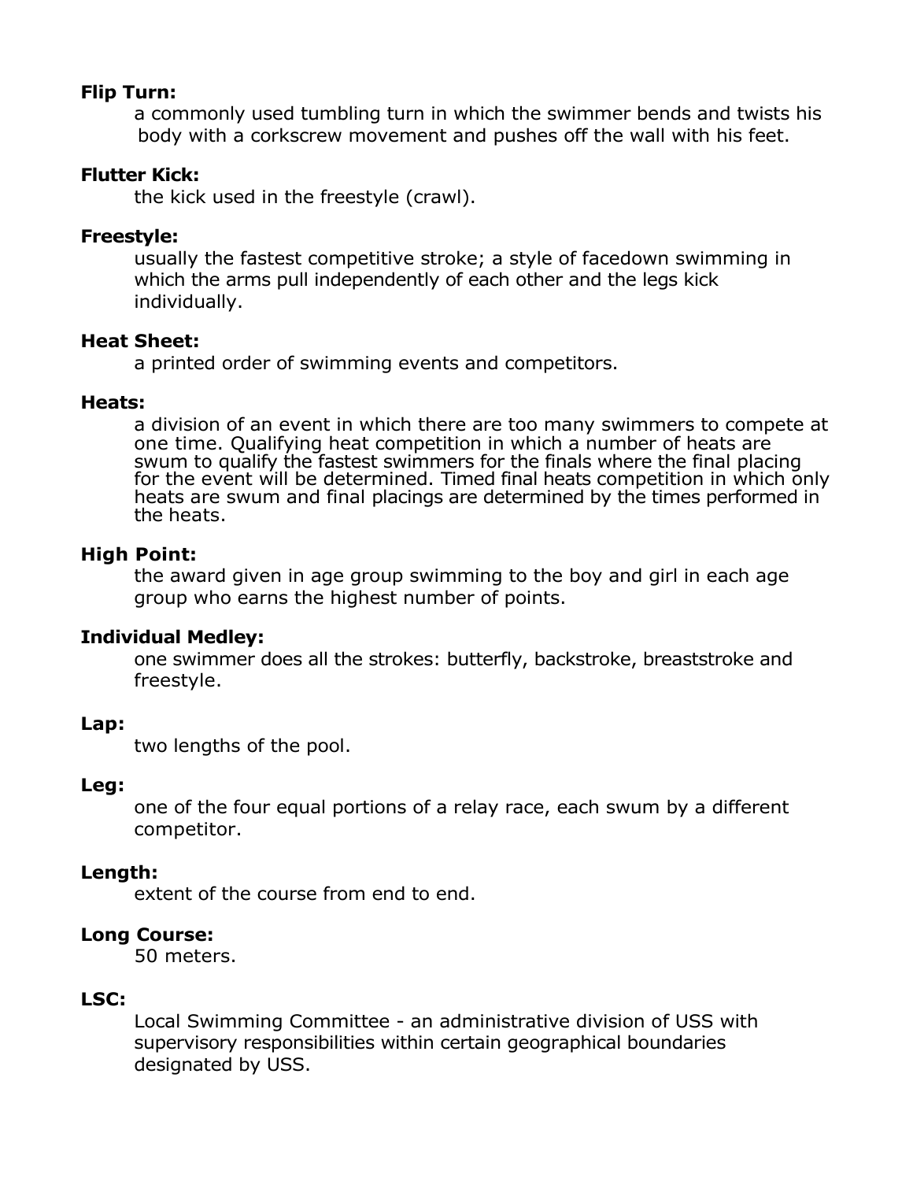**Flip Turn:**

a commonly used tumbling turn in which the swimmer bends and twists his body with a corkscrew movement and pushes off the wall with his feet.

**Flutter Kick:**

the kick used in the freestyle (crawl).

**Freestyle:**

usually the fastest competitive stroke; a style of facedown swimming in which the arms pull independently of each other and the legs kick individually.

**Heat Sheet:**

a printed order of swimming events and competitors.

**Heats:**

a division of an event in which there are too many swimmers to compete at one time. Qualifying heat competition in which a number of heats are swum to qualify the fastest swimmers for the finals where the final placing for the event will be determined. Timed final heats competition in which only heats are swum and final placings are determined by the times performed in the heats.

**High Point:**

the award given in age group swimming to the boy and girl in each age group who earns the highest number of points.

**Individual Medley:**

one swimmer does all the strokes: butterfly, backstroke, breaststroke and freestyle.

**Lap:**

two lengths of the pool.

**Leg:**

one of the four equal portions of a relay race, each swum by a different competitor.

**Length:**

extent of the course from end to end.

**Long Course:**

50 meters.

**LSC:**

Local Swimming Committee - an administrative division of USS with supervisory responsibilities within certain geographical boundaries designated by USS.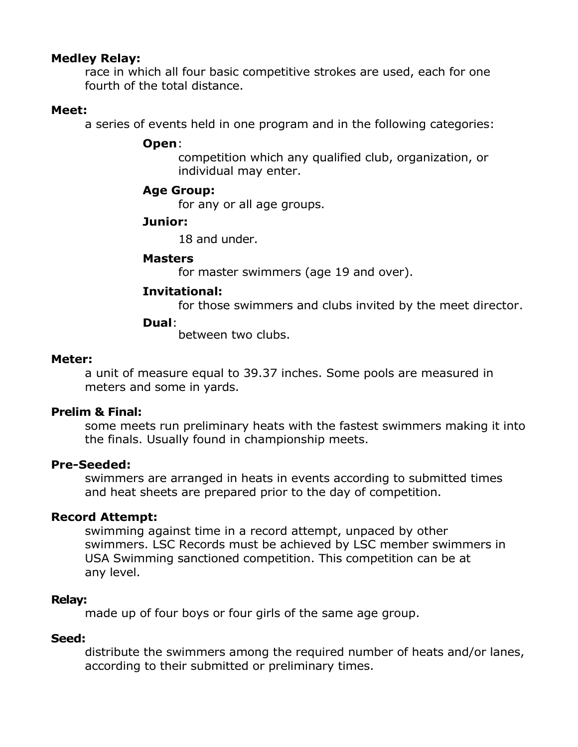**Medley Relay:**

race in which all four basic competitive strokes are used, each for one fourth of the total distance.

**Meet:**

a series of events held in one program and in the following categories:

**Open**:

competition which any qualified club, organization, or individual may enter.

**Age Group:**

for any or all age groups.

**Junior:**

18 and under.

**Masters**

for master swimmers (age 19 and over).

**Invitational:**

for those swimmers and clubs invited by the meet director.

**Dual**:

between two clubs.

**Meter:**

a unit of measure equal to 39.37 inches. Some pools are measured in meters and some in yards.

**Prelim & Final:**

some meets run preliminary heats with the fastest swimmers making it into the finals. Usually found in championship meets.

**Pre-Seeded:**

swimmers are arranged in heats in events according to submitted times and heat sheets are prepared prior to the day of competition.

**Record Attempt:**

swimming against time in a record attempt, unpaced by other swimmers. LSC Records must be achieved by LSC member swimmers in USA Swimming sanctioned competition. This competition can be at any level.

**Relay:**

made up of four boys or four girls of the same age group.

**Seed:**

distribute the swimmers among the required number of heats and/or lanes, according to their submitted or preliminary times.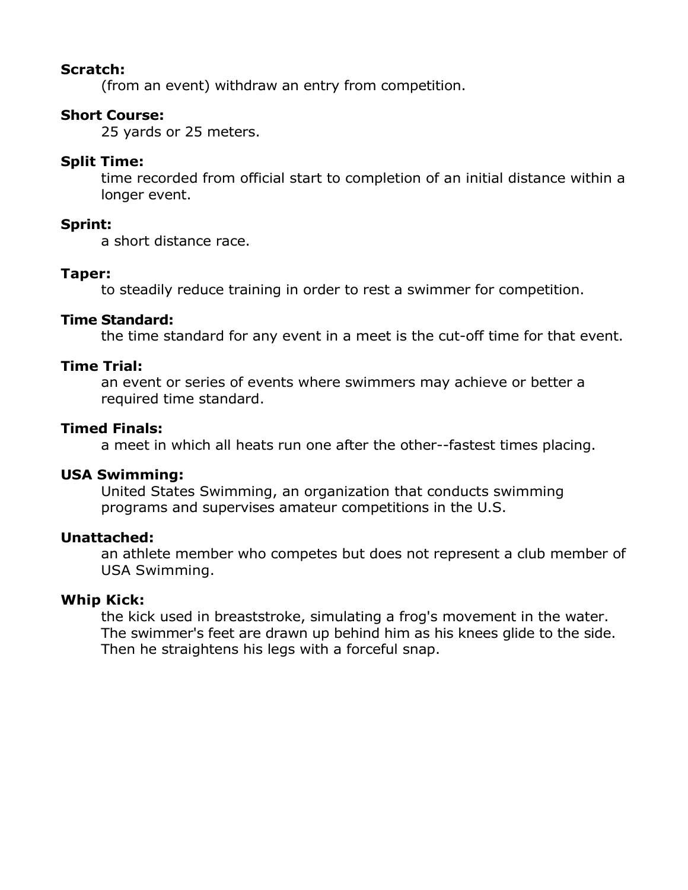**Scratch:**
(from an event) withdraw an entry from competition.

**Short Course:**
25 yards or 25 meters.

**Split Time:**
time recorded from official start to completion of an initial distance within a longer event.

**Sprint:**
a short distance race.

**Taper:**
to steadily reduce training in order to rest a swimmer for competition.

**Time Standard:**
the time standard for any event in a meet is the cut-off time for that event.

**Time Trial:**
an event or series of events where swimmers may achieve or better a required time standard.

**Timed Finals:**
a meet in which all heats run one after the other--fastest times placing.

**USA Swimming:**
United States Swimming, an organization that conducts swimming programs and supervises amateur competitions in the U.S.

**Unattached:**
an athlete member who competes but does not represent a club member of USA Swimming.

**Whip Kick:**
the kick used in breaststroke, simulating a frog's movement in the water. The swimmer's feet are drawn up behind him as his knees glide to the side. Then he straightens his legs with a forceful snap.